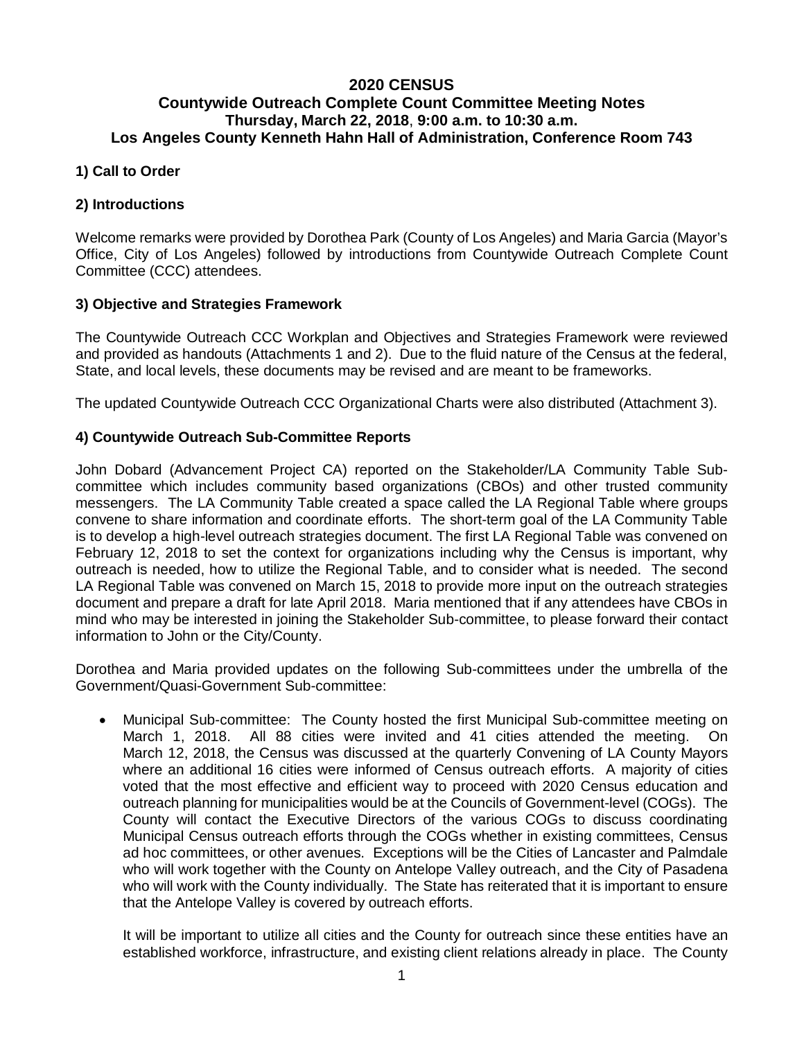# 2020 CENSUS

## Countywide Outreach Complete Count Committee Meeting Notes

**Thursday, March 22, 2018, 9:00 a.m. to 10:30 a.m.**

**Los Angeles County Kenneth Hahn Hall of Administration, Conference Room 743**

### 1) Call to Order

### 2) Introductions

Welcome remarks were provided by Dorothea Park (County of Los Angeles) and Maria Garcia (Mayor's Office, City of Los Angeles) followed by introductions from Countywide Outreach Complete Count Committee (CCC) attendees.

### 3) Objective and Strategies Framework

The Countywide Outreach CCC Workplan and Objectives and Strategies Framework were reviewed and provided as handouts (Attachments 1 and 2). Due to the fluid nature of the Census at the federal, State, and local levels, these documents may be revised and are meant to be frameworks.

The updated Countywide Outreach CCC Organizational Charts were also distributed (Attachment 3).

### 4) Countywide Outreach Sub-Committee Reports

John Dobard (Advancement Project CA) reported on the Stakeholder/LA Community Table Sub-committee which includes community based organizations (CBOs) and other trusted community messengers. The LA Community Table created a space called the LA Regional Table where groups convene to share information and coordinate efforts. The short-term goal of the LA Community Table is to develop a high-level outreach strategies document. The first LA Regional Table was convened on February 12, 2018 to set the context for organizations including why the Census is important, why outreach is needed, how to utilize the Regional Table, and to consider what is needed. The second LA Regional Table was convened on March 15, 2018 to provide more input on the outreach strategies document and prepare a draft for late April 2018. Maria mentioned that if any attendees have CBOs in mind who may be interested in joining the Stakeholder Sub-committee, to please forward their contact information to John or the City/County.

Dorothea and Maria provided updates on the following Sub-committees under the umbrella of the Government/Quasi-Government Sub-committee:

- Municipal Sub-committee: The County hosted the first Municipal Sub-committee meeting on March 1, 2018. All 88 cities were invited and 41 cities attended the meeting. On March 12, 2018, the Census was discussed at the quarterly Convening of LA County Mayors where an additional 16 cities were informed of Census outreach efforts. A majority of cities voted that the most effective and efficient way to proceed with 2020 Census education and outreach planning for municipalities would be at the Councils of Government-level (COGs). The County will contact the Executive Directors of the various COGs to discuss coordinating Municipal Census outreach efforts through the COGs whether in existing committees, Census ad hoc committees, or other avenues. Exceptions will be the Cities of Lancaster and Palmdale who will work together with the County on Antelope Valley outreach, and the City of Pasadena who will work with the County individually. The State has reiterated that it is important to ensure that the Antelope Valley is covered by outreach efforts.

  It will be important to utilize all cities and the County for outreach since these entities have an established workforce, infrastructure, and existing client relations already in place. The County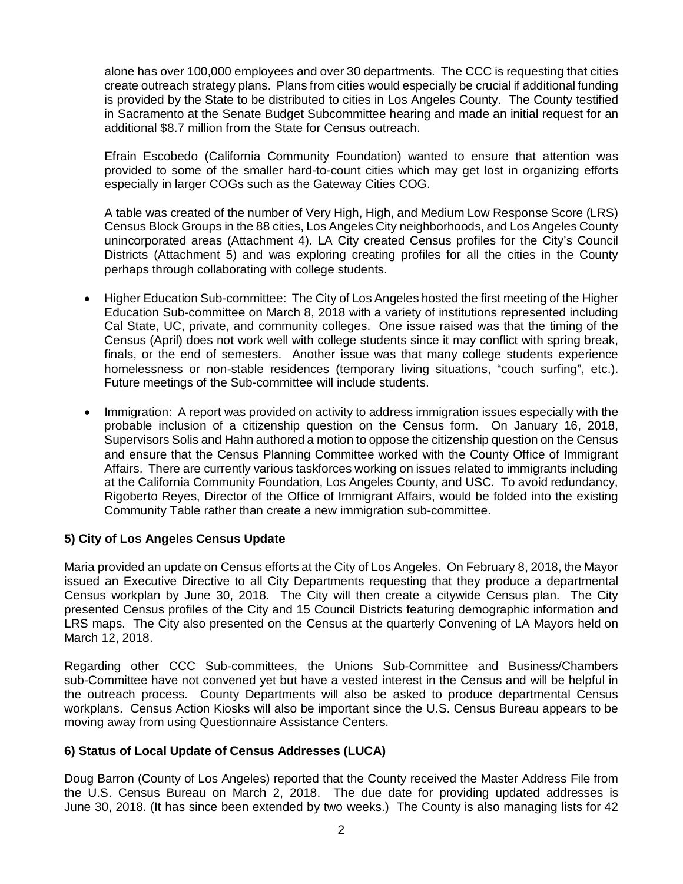alone has over 100,000 employees and over 30 departments. The CCC is requesting that cities create outreach strategy plans. Plans from cities would especially be crucial if additional funding is provided by the State to be distributed to cities in Los Angeles County. The County testified in Sacramento at the Senate Budget Subcommittee hearing and made an initial request for an additional $8.7 million from the State for Census outreach.

Efrain Escobedo (California Community Foundation) wanted to ensure that attention was provided to some of the smaller hard-to-count cities which may get lost in organizing efforts especially in larger COGs such as the Gateway Cities COG.

A table was created of the number of Very High, High, and Medium Low Response Score (LRS) Census Block Groups in the 88 cities, Los Angeles City neighborhoods, and Los Angeles County unincorporated areas (Attachment 4). LA City created Census profiles for the City's Council Districts (Attachment 5) and was exploring creating profiles for all the cities in the County perhaps through collaborating with college students.

- Higher Education Sub-committee: The City of Los Angeles hosted the first meeting of the Higher Education Sub-committee on March 8, 2018 with a variety of institutions represented including Cal State, UC, private, and community colleges. One issue raised was that the timing of the Census (April) does not work well with college students since it may conflict with spring break, finals, or the end of semesters. Another issue was that many college students experience homelessness or non-stable residences (temporary living situations, "couch surfing", etc.). Future meetings of the Sub-committee will include students.

- Immigration: A report was provided on activity to address immigration issues especially with the probable inclusion of a citizenship question on the Census form. On January 16, 2018, Supervisors Solis and Hahn authored a motion to oppose the citizenship question on the Census and ensure that the Census Planning Committee worked with the County Office of Immigrant Affairs. There are currently various taskforces working on issues related to immigrants including at the California Community Foundation, Los Angeles County, and USC. To avoid redundancy, Rigoberto Reyes, Director of the Office of Immigrant Affairs, would be folded into the existing Community Table rather than create a new immigration sub-committee.

**5) City of Los Angeles Census Update**

Maria provided an update on Census efforts at the City of Los Angeles. On February 8, 2018, the Mayor issued an Executive Directive to all City Departments requesting that they produce a departmental Census workplan by June 30, 2018. The City will then create a citywide Census plan. The City presented Census profiles of the City and 15 Council Districts featuring demographic information and LRS maps. The City also presented on the Census at the quarterly Convening of LA Mayors held on March 12, 2018.

Regarding other CCC Sub-committees, the Unions Sub-Committee and Business/Chambers sub-Committee have not convened yet but have a vested interest in the Census and will be helpful in the outreach process. County Departments will also be asked to produce departmental Census workplans. Census Action Kiosks will also be important since the U.S. Census Bureau appears to be moving away from using Questionnaire Assistance Centers.

**6) Status of Local Update of Census Addresses (LUCA)**

Doug Barron (County of Los Angeles) reported that the County received the Master Address File from the U.S. Census Bureau on March 2, 2018. The due date for providing updated addresses is June 30, 2018. (It has since been extended by two weeks.) The County is also managing lists for 42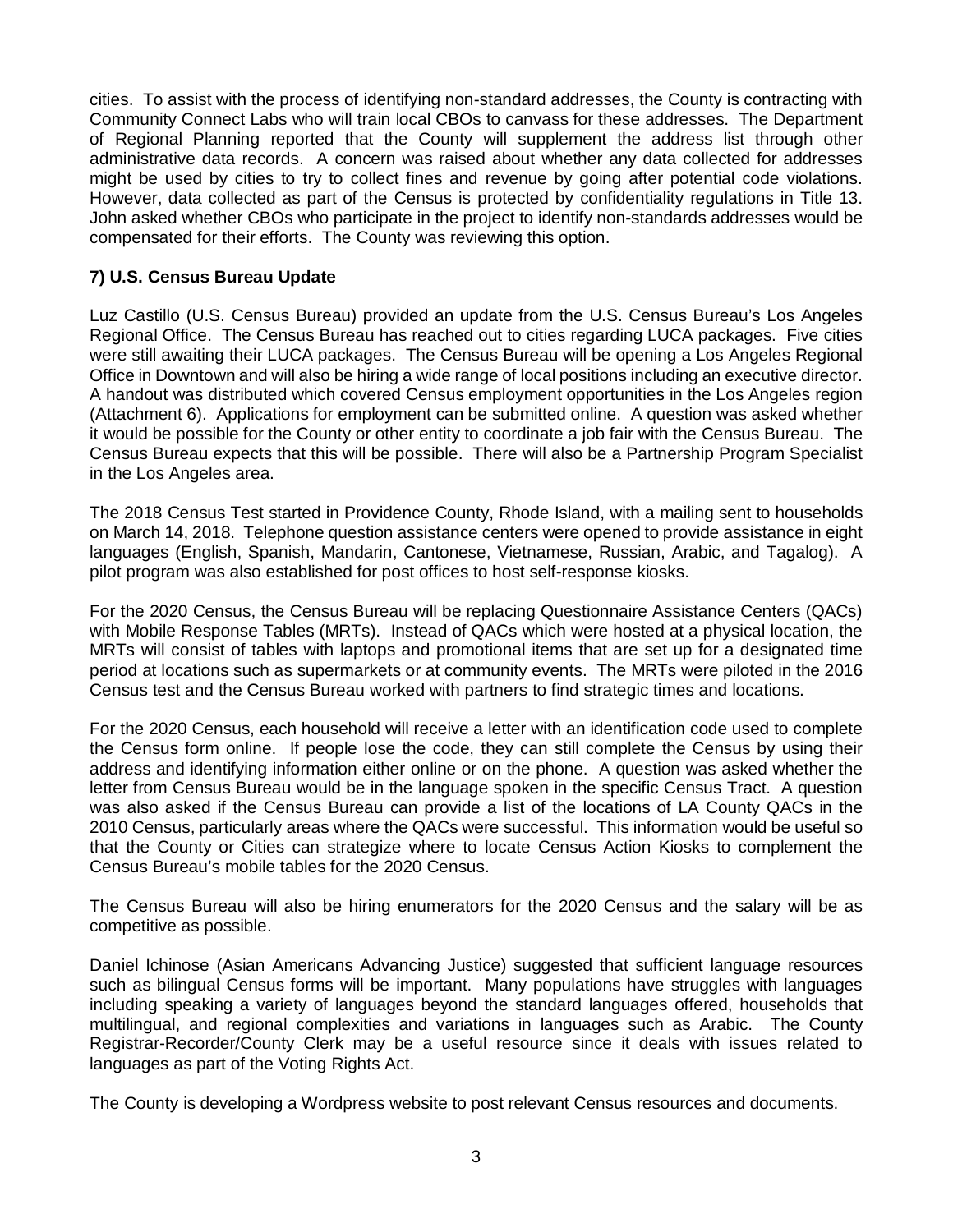cities. To assist with the process of identifying non-standard addresses, the County is contracting with Community Connect Labs who will train local CBOs to canvass for these addresses. The Department of Regional Planning reported that the County will supplement the address list through other administrative data records. A concern was raised about whether any data collected for addresses might be used by cities to try to collect fines and revenue by going after potential code violations. However, data collected as part of the Census is protected by confidentiality regulations in Title 13. John asked whether CBOs who participate in the project to identify non-standards addresses would be compensated for their efforts. The County was reviewing this option.

**7) U.S. Census Bureau Update**

Luz Castillo (U.S. Census Bureau) provided an update from the U.S. Census Bureau's Los Angeles Regional Office. The Census Bureau has reached out to cities regarding LUCA packages. Five cities were still awaiting their LUCA packages. The Census Bureau will be opening a Los Angeles Regional Office in Downtown and will also be hiring a wide range of local positions including an executive director. A handout was distributed which covered Census employment opportunities in the Los Angeles region (Attachment 6). Applications for employment can be submitted online. A question was asked whether it would be possible for the County or other entity to coordinate a job fair with the Census Bureau. The Census Bureau expects that this will be possible. There will also be a Partnership Program Specialist in the Los Angeles area.

The 2018 Census Test started in Providence County, Rhode Island, with a mailing sent to households on March 14, 2018. Telephone question assistance centers were opened to provide assistance in eight languages (English, Spanish, Mandarin, Cantonese, Vietnamese, Russian, Arabic, and Tagalog). A pilot program was also established for post offices to host self-response kiosks.

For the 2020 Census, the Census Bureau will be replacing Questionnaire Assistance Centers (QACs) with Mobile Response Tables (MRTs). Instead of QACs which were hosted at a physical location, the MRTs will consist of tables with laptops and promotional items that are set up for a designated time period at locations such as supermarkets or at community events. The MRTs were piloted in the 2016 Census test and the Census Bureau worked with partners to find strategic times and locations.

For the 2020 Census, each household will receive a letter with an identification code used to complete the Census form online. If people lose the code, they can still complete the Census by using their address and identifying information either online or on the phone. A question was asked whether the letter from Census Bureau would be in the language spoken in the specific Census Tract. A question was also asked if the Census Bureau can provide a list of the locations of LA County QACs in the 2010 Census, particularly areas where the QACs were successful. This information would be useful so that the County or Cities can strategize where to locate Census Action Kiosks to complement the Census Bureau's mobile tables for the 2020 Census.

The Census Bureau will also be hiring enumerators for the 2020 Census and the salary will be as competitive as possible.

Daniel Ichinose (Asian Americans Advancing Justice) suggested that sufficient language resources such as bilingual Census forms will be important. Many populations have struggles with languages including speaking a variety of languages beyond the standard languages offered, households that multilingual, and regional complexities and variations in languages such as Arabic. The County Registrar-Recorder/County Clerk may be a useful resource since it deals with issues related to languages as part of the Voting Rights Act.

The County is developing a Wordpress website to post relevant Census resources and documents.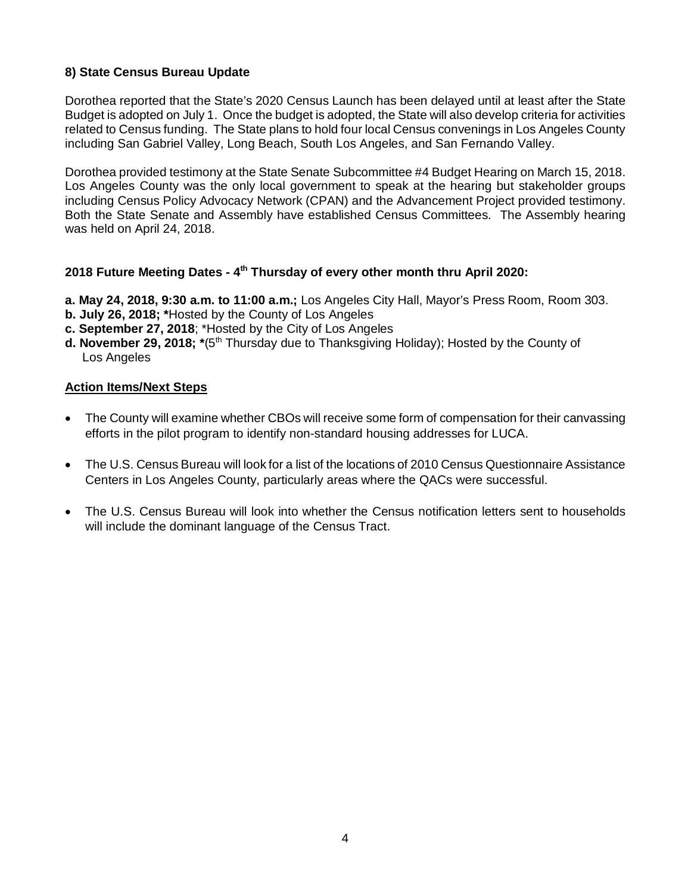**8) State Census Bureau Update**

Dorothea reported that the State's 2020 Census Launch has been delayed until at least after the State Budget is adopted on July 1. Once the budget is adopted, the State will also develop criteria for activities related to Census funding. The State plans to hold four local Census convenings in Los Angeles County including San Gabriel Valley, Long Beach, South Los Angeles, and San Fernando Valley.

Dorothea provided testimony at the State Senate Subcommittee #4 Budget Hearing on March 15, 2018. Los Angeles County was the only local government to speak at the hearing but stakeholder groups including Census Policy Advocacy Network (CPAN) and the Advancement Project provided testimony. Both the State Senate and Assembly have established Census Committees. The Assembly hearing was held on April 24, 2018.

**2018 Future Meeting Dates - 4th Thursday of every other month thru April 2020:**

**a. May 24, 2018, 9:30 a.m. to 11:00 a.m.;** Los Angeles City Hall, Mayor's Press Room, Room 303.
**b. July 26, 2018; ***Hosted by the County of Los Angeles
**c. September 27, 2018**; *Hosted by the City of Los Angeles
**d. November 29, 2018; ***(5th Thursday due to Thanksgiving Holiday); Hosted by the County of Los Angeles

**Action Items/Next Steps**

- The County will examine whether CBOs will receive some form of compensation for their canvassing efforts in the pilot program to identify non-standard housing addresses for LUCA.
- The U.S. Census Bureau will look for a list of the locations of 2010 Census Questionnaire Assistance Centers in Los Angeles County, particularly areas where the QACs were successful.
- The U.S. Census Bureau will look into whether the Census notification letters sent to households will include the dominant language of the Census Tract.